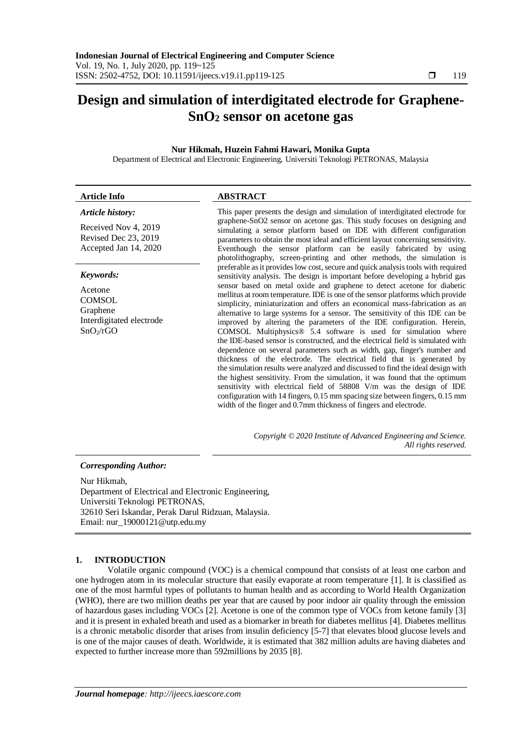# Design and simulation of interdigitated electrode for Graphene-$SnO_2$ sensor on acetone gas

**Nur Hikmah, Huzein Fahmi Hawari, Monika Gupta**

Department of Electrical and Electronic Engineering, Universiti Teknologi PETRONAS, Malaysia

**Article Info**

*Article history:*

Received Nov 4, 2019
Revised Dec 23, 2019
Accepted Jan 14, 2020

*Keywords:*

Acetone
COMSOL
Graphene
Interdigitated electrode
$SnO_2$/rGO

**ABSTRACT**

This paper presents the design and simulation of interdigitated electrode for graphene-SnO2 sensor on acetone gas. This study focuses on designing and simulating a sensor platform based on IDE with different configuration parameters to obtain the most ideal and efficient layout concerning sensitivity. Eventhough the sensor platform can be easily fabricated by using photolithography, screen-printing and other methods, the simulation is preferable as it provides low cost, secure and quick analysis tools with required sensitivity analysis. The design is important before developing a hybrid gas sensor based on metal oxide and graphene to detect acetone for diabetic mellitus at room temperature. IDE is one of the sensor platforms which provide simplicity, miniaturization and offers an economical mass-fabrication as an alternative to large systems for a sensor. The sensitivity of this IDE can be improved by altering the parameters of the IDE configuration. Herein, COMSOL Multiphysics® 5.4 software is used for simulation where the IDE-based sensor is constructed, and the electrical field is simulated with dependence on several parameters such as width, gap, finger's number and thickness of the electrode. The electrical field that is generated by the simulation results were analyzed and discussed to find the ideal design with the highest sensitivity. From the simulation, it was found that the optimum sensitivity with electrical field of 58808 V/m was the design of IDE configuration with 14 fingers, 0.15 mm spacing size between fingers, 0.15 mm width of the finger and 0.7mm thickness of fingers and electrode.

*Copyright © 2020 Institute of Advanced Engineering and Science. All rights reserved.*

***Corresponding Author:***

Nur Hikmah,
Department of Electrical and Electronic Engineering,
Universiti Teknologi PETRONAS,
32610 Seri Iskandar, Perak Darul Ridzuan, Malaysia.
Email: nur_19000121@utp.edu.my

## 1. INTRODUCTION

Volatile organic compound (VOC) is a chemical compound that consists of at least one carbon and one hydrogen atom in its molecular structure that easily evaporate at room temperature [1]. It is classified as one of the most harmful types of pollutants to human health and as according to World Health Organization (WHO), there are two million deaths per year that are caused by poor indoor air quality through the emission of hazardous gases including VOCs [2]. Acetone is one of the common type of VOCs from ketone family [3] and it is present in exhaled breath and used as a biomarker in breath for diabetes mellitus [4]. Diabetes mellitus is a chronic metabolic disorder that arises from insulin deficiency [5-7] that elevates blood glucose levels and is one of the major causes of death. Worldwide, it is estimated that 382 million adults are having diabetes and expected to further increase more than 592millions by 2035 [8].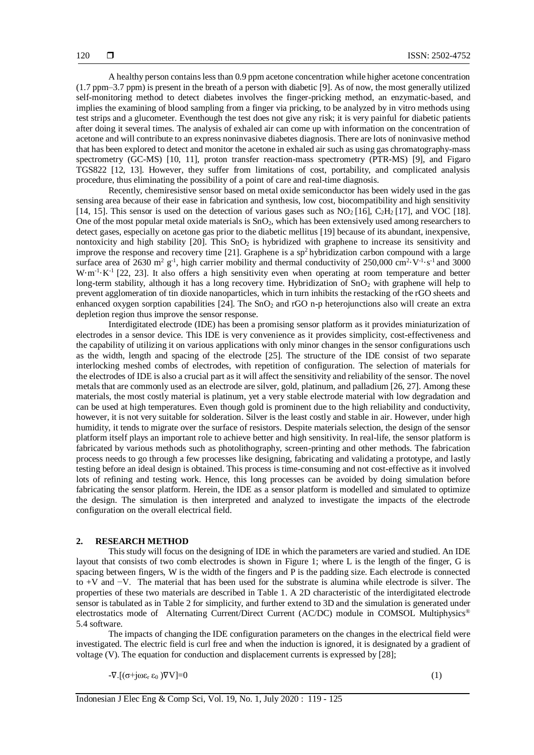A healthy person contains less than 0.9 ppm acetone concentration while higher acetone concentration (1.7 ppm–3.7 ppm) is present in the breath of a person with diabetic [9]. As of now, the most generally utilized self-monitoring method to detect diabetes involves the finger-pricking method, an enzymatic-based, and implies the examining of blood sampling from a finger via pricking, to be analyzed by in vitro methods using test strips and a glucometer. Eventhough the test does not give any risk; it is very painful for diabetic patients after doing it several times. The analysis of exhaled air can come up with information on the concentration of acetone and will contribute to an express noninvasive diabetes diagnosis. There are lots of noninvasive method that has been explored to detect and monitor the acetone in exhaled air such as using gas chromatography-mass spectrometry (GC-MS) [10, 11], proton transfer reaction-mass spectrometry (PTR-MS) [9], and Figaro TGS822 [12, 13]. However, they suffer from limitations of cost, portability, and complicated analysis procedure, thus eliminating the possibility of a point of care and real-time diagnosis.

Recently, chemiresistive sensor based on metal oxide semiconductor has been widely used in the gas sensing area because of their ease in fabrication and synthesis, low cost, biocompatibility and high sensitivity [14, 15]. This sensor is used on the detection of various gases such as $NO_2$ [16], $C_2H_2$ [17], and VOC [18]. One of the most popular metal oxide materials is $SnO_2$, which has been extensively used among researchers to detect gases, especially on acetone gas prior to the diabetic mellitus [19] because of its abundant, inexpensive, nontoxicity and high stability [20]. This $SnO_2$ is hybridized with graphene to increase its sensitivity and improve the response and recovery time [21]. Graphene is a $sp^2$ hybridization carbon compound with a large surface area of 2630 $m^2\ g^{-1}$, high carrier mobility and thermal conductivity of 250,000 $cm^2 \cdot V^{-1} \cdot s^{-1}$ and 3000 $W \cdot m^{-1} \cdot K^{-1}$ [22, 23]. It also offers a high sensitivity even when operating at room temperature and better long-term stability, although it has a long recovery time. Hybridization of $SnO_2$ with graphene will help to prevent agglomeration of tin dioxide nanoparticles, which in turn inhibits the restacking of the rGO sheets and enhanced oxygen sorption capabilities [24]. The $SnO_2$ and rGO n-p heterojunctions also will create an extra depletion region thus improve the sensor response.

Interdigitated electrode (IDE) has been a promising sensor platform as it provides miniaturization of electrodes in a sensor device. This IDE is very convenience as it provides simplicity, cost-effectiveness and the capability of utilizing it on various applications with only minor changes in the sensor configurations usch as the width, length and spacing of the electrode [25]. The structure of the IDE consist of two separate interlocking meshed combs of electrodes, with repetition of configuration. The selection of materials for the electrodes of IDE is also a crucial part as it will affect the sensitivity and reliability of the sensor. The novel metals that are commonly used as an electrode are silver, gold, platinum, and palladium [26, 27]. Among these materials, the most costly material is platinum, yet a very stable electrode material with low degradation and can be used at high temperatures. Even though gold is prominent due to the high reliability and conductivity, however, it is not very suitable for solderation. Silver is the least costly and stable in air. However, under high humidity, it tends to migrate over the surface of resistors. Despite materials selection, the design of the sensor platform itself plays an important role to achieve better and high sensitivity. In real-life, the sensor platform is fabricated by various methods such as photolithography, screen-printing and other methods. The fabrication process needs to go through a few processes like designing, fabricating and validating a prototype, and lastly testing before an ideal design is obtained. This process is time-consuming and not cost-effective as it involved lots of refining and testing work. Hence, this long processes can be avoided by doing simulation before fabricating the sensor platform. Herein, the IDE as a sensor platform is modelled and simulated to optimize the design. The simulation is then interpreted and analyzed to investigate the impacts of the electrode configuration on the overall electrical field.

## 2. RESEARCH METHOD

This study will focus on the designing of IDE in which the parameters are varied and studied. An IDE layout that consists of two comb electrodes is shown in Figure 1; where L is the length of the finger, G is spacing between fingers, W is the width of the fingers and P is the padding size. Each electrode is connected to +V and −V. The material that has been used for the substrate is alumina while electrode is silver. The properties of these two materials are described in Table 1. A 2D characteristic of the interdigitated electrode sensor is tabulated as in Table 2 for simplicity, and further extend to 3D and the simulation is generated under electrostatics mode of Alternating Current/Direct Current (AC/DC) module in COMSOL Multiphysics® 5.4 software.

The impacts of changing the IDE configuration parameters on the changes in the electrical field were investigated. The electric field is curl free and when the induction is ignored, it is designated by a gradient of voltage (V). The equation for conduction and displacement currents is expressed by [28];

$$-\nabla.[(\sigma+j\omega\varepsilon_r\,\varepsilon_0\,)\nabla V]=0 \tag{1}$$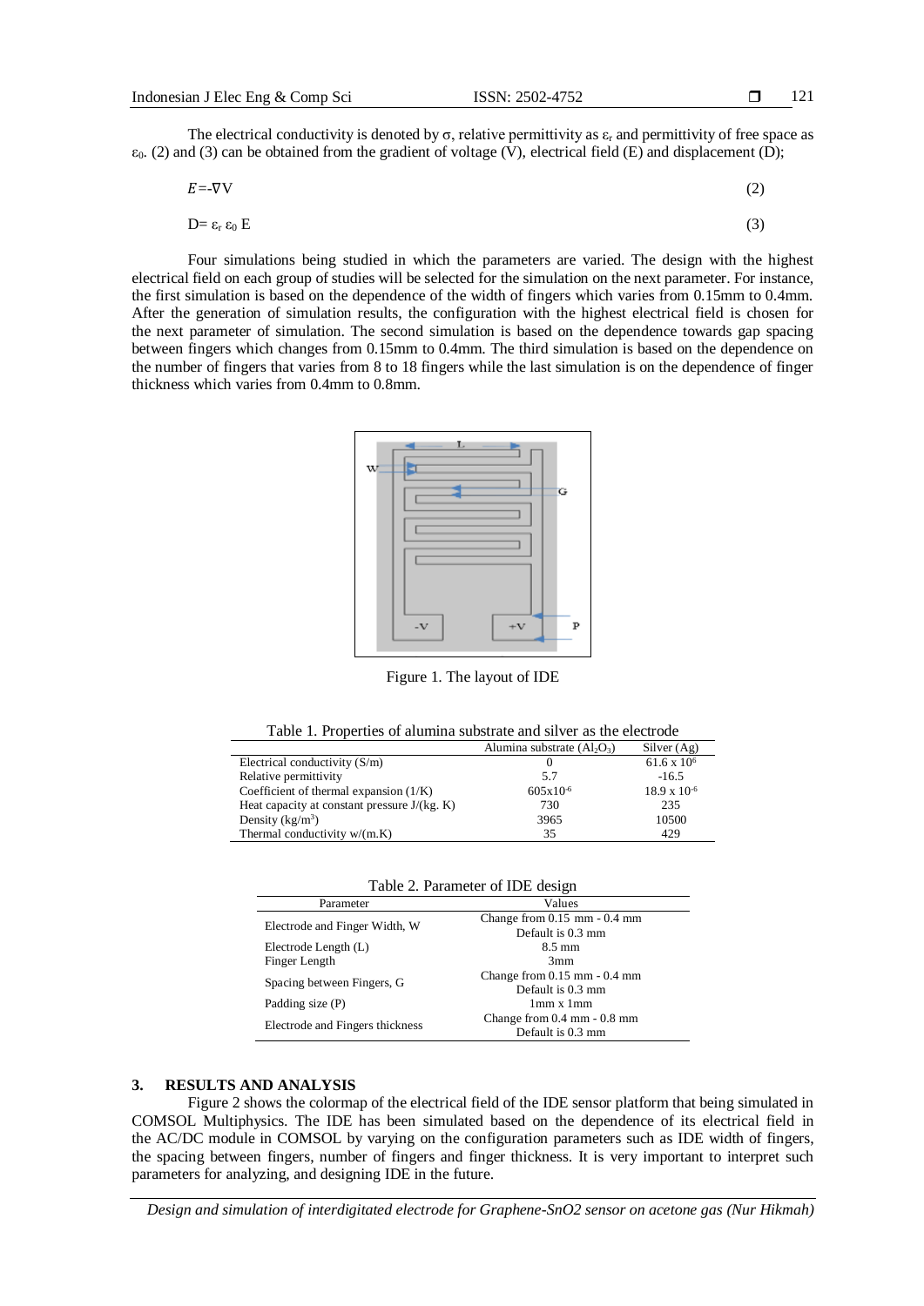The electrical conductivity is denoted by σ, relative permittivity as $\varepsilon_r$ and permittivity of free space as $\varepsilon_0$. (2) and (3) can be obtained from the gradient of voltage (V), electrical field (E) and displacement (D);

$$E = -\nabla V \tag{2}$$

$$D = \varepsilon_r \varepsilon_0 E \tag{3}$$

Four simulations being studied in which the parameters are varied. The design with the highest electrical field on each group of studies will be selected for the simulation on the next parameter. For instance, the first simulation is based on the dependence of the width of fingers which varies from 0.15mm to 0.4mm. After the generation of simulation results, the configuration with the highest electrical field is chosen for the next parameter of simulation. The second simulation is based on the dependence towards gap spacing between fingers which changes from 0.15mm to 0.4mm. The third simulation is based on the dependence on the number of fingers that varies from 8 to 18 fingers while the last simulation is on the dependence of finger thickness which varies from 0.4mm to 0.8mm.

Figure 1. The layout of IDE

Table 1. Properties of alumina substrate and silver as the electrode

| | Alumina substrate ($Al_2O_3$) | Silver (Ag) |
|---|---|---|
| Electrical conductivity (S/m) | 0 | $61.6 \times 10^6$ |
| Relative permittivity | 5.7 | -16.5 |
| Coefficient of thermal expansion (1/K) | $605 \times 10^{-6}$ | $18.9 \times 10^{-6}$ |
| Heat capacity at constant pressure J/(kg. K) | 730 | 235 |
| Density ($kg/m^3$) | 3965 | 10500 |
| Thermal conductivity w/(m.K) | 35 | 429 |

Table 2. Parameter of IDE design

| Parameter | Values |
|---|---|
| Electrode and Finger Width, W | Change from 0.15 mm - 0.4 mm Default is 0.3 mm |
| Electrode Length (L) | 8.5 mm |
| Finger Length | 3mm |
| Spacing between Fingers, G | Change from 0.15 mm - 0.4 mm Default is 0.3 mm |
| Padding size (P) | 1mm x 1mm |
| Electrode and Fingers thickness | Change from 0.4 mm - 0.8 mm Default is 0.3 mm |

## 3. RESULTS AND ANALYSIS

Figure 2 shows the colormap of the electrical field of the IDE sensor platform that being simulated in COMSOL Multiphysics. The IDE has been simulated based on the dependence of its electrical field in the AC/DC module in COMSOL by varying on the configuration parameters such as IDE width of fingers, the spacing between fingers, number of fingers and finger thickness. It is very important to interpret such parameters for analyzing, and designing IDE in the future.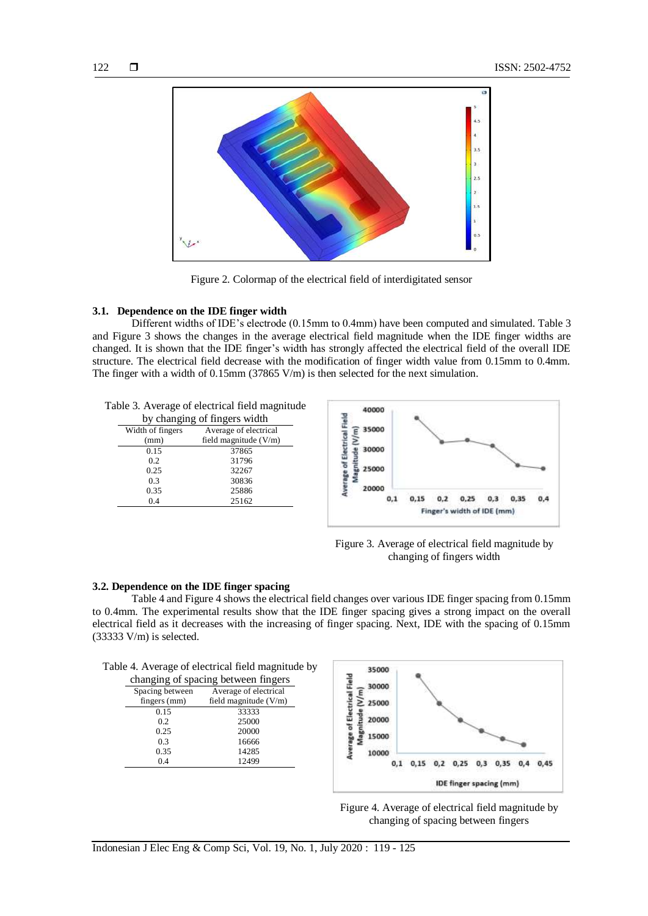Figure 2. Colormap of the electrical field of interdigitated sensor

### 3.1. Dependence on the IDE finger width

Different widths of IDE's electrode (0.15mm to 0.4mm) have been computed and simulated. Table 3 and Figure 3 shows the changes in the average electrical field magnitude when the IDE finger widths are changed. It is shown that the IDE finger's width has strongly affected the electrical field of the overall IDE structure. The electrical field decrease with the modification of finger width value from 0.15mm to 0.4mm. The finger with a width of 0.15mm (37865 V/m) is then selected for the next simulation.

Table 3. Average of electrical field magnitude by changing of fingers width

| Width of fingers (mm) | Average of electrical field magnitude (V/m) |
|---|---|
| 0.15 | 37865 |
| 0.2 | 31796 |
| 0.25 | 32267 |
| 0.3 | 30836 |
| 0.35 | 25886 |
| 0.4 | 25162 |

Figure 3. Average of electrical field magnitude by changing of fingers width

### 3.2. Dependence on the IDE finger spacing

Table 4 and Figure 4 shows the electrical field changes over various IDE finger spacing from 0.15mm to 0.4mm. The experimental results show that the IDE finger spacing gives a strong impact on the overall electrical field as it decreases with the increasing of finger spacing. Next, IDE with the spacing of 0.15mm (33333 V/m) is selected.

Table 4. Average of electrical field magnitude by changing of spacing between fingers

| Spacing between fingers (mm) | Average of electrical field magnitude (V/m) |
|---|---|
| 0.15 | 33333 |
| 0.2 | 25000 |
| 0.25 | 20000 |
| 0.3 | 16666 |
| 0.35 | 14285 |
| 0.4 | 12499 |

Figure 4. Average of electrical field magnitude by changing of spacing between fingers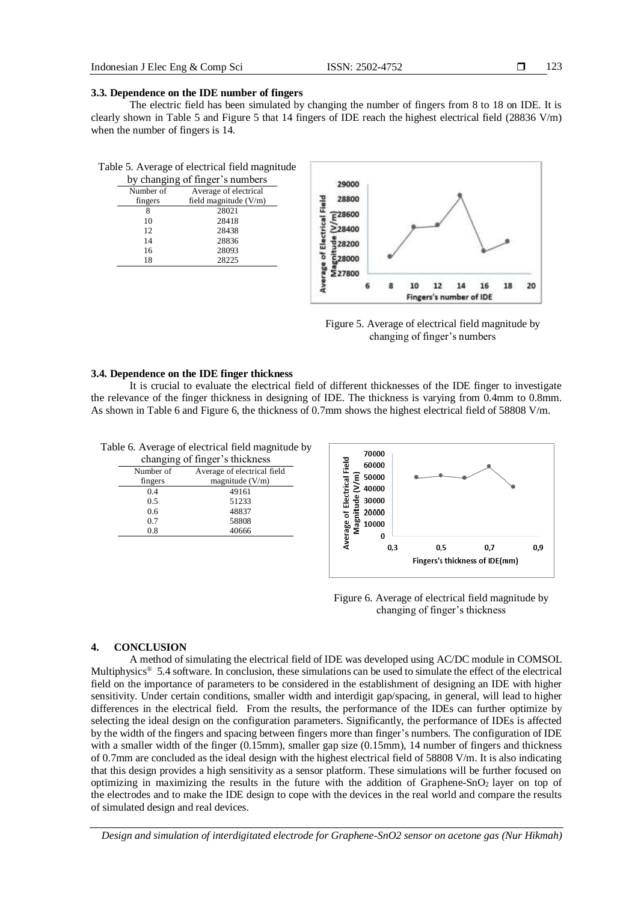### 3.3. Dependence on the IDE number of fingers

The electric field has been simulated by changing the number of fingers from 8 to 18 on IDE. It is clearly shown in Table 5 and Figure 5 that 14 fingers of IDE reach the highest electrical field (28836 V/m) when the number of fingers is 14.

Table 5. Average of electrical field magnitude by changing of finger's numbers

| Number of fingers | Average of electrical field magnitude (V/m) |
|---|---|
| 8 | 28021 |
| 10 | 28418 |
| 12 | 28438 |
| 14 | 28836 |
| 16 | 28093 |
| 18 | 28225 |

Figure 5. Average of electrical field magnitude by changing of finger's numbers

### 3.4. Dependence on the IDE finger thickness

It is crucial to evaluate the electrical field of different thicknesses of the IDE finger to investigate the relevance of the finger thickness in designing of IDE. The thickness is varying from 0.4mm to 0.8mm. As shown in Table 6 and Figure 6, the thickness of 0.7mm shows the highest electrical field of 58808 V/m.

Table 6. Average of electrical field magnitude by changing of finger's thickness

| Number of fingers | Average of electrical field magnitude (V/m) |
|---|---|
| 0.4 | 49161 |
| 0.5 | 51233 |
| 0.6 | 48837 |
| 0.7 | 58808 |
| 0.8 | 40666 |

Figure 6. Average of electrical field magnitude by changing of finger's thickness

## 4. CONCLUSION

A method of simulating the electrical field of IDE was developed using AC/DC module in COMSOL Multiphysics® 5.4 software. In conclusion, these simulations can be used to simulate the effect of the electrical field on the importance of parameters to be considered in the establishment of designing an IDE with higher sensitivity. Under certain conditions, smaller width and interdigit gap/spacing, in general, will lead to higher differences in the electrical field. From the results, the performance of the IDEs can further optimize by selecting the ideal design on the configuration parameters. Significantly, the performance of IDEs is affected by the width of the fingers and spacing between fingers more than finger's numbers. The configuration of IDE with a smaller width of the finger (0.15mm), smaller gap size (0.15mm), 14 number of fingers and thickness of 0.7mm are concluded as the ideal design with the highest electrical field of 58808 V/m. It is also indicating that this design provides a high sensitivity as a sensor platform. These simulations will be further focused on optimizing in maximizing the results in the future with the addition of Graphene-$SnO_2$ layer on top of the electrodes and to make the IDE design to cope with the devices in the real world and compare the results of simulated design and real devices.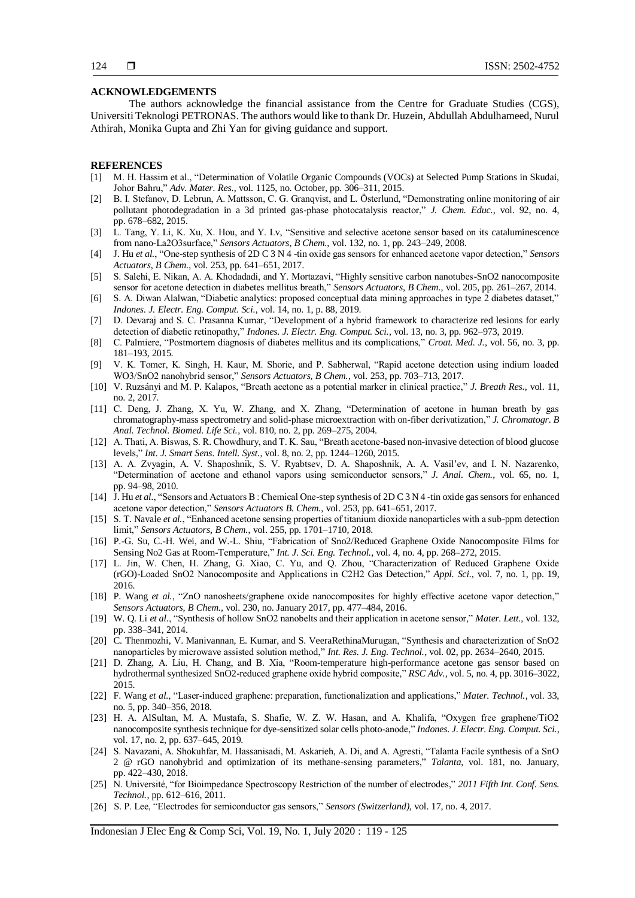**ACKNOWLEDGEMENTS**

The authors acknowledge the financial assistance from the Centre for Graduate Studies (CGS), Universiti Teknologi PETRONAS. The authors would like to thank Dr. Huzein, Abdullah Abdulhameed, Nurul Athirah, Monika Gupta and Zhi Yan for giving guidance and support.

**REFERENCES**

[1] M. H. Hassim et al., "Determination of Volatile Organic Compounds (VOCs) at Selected Pump Stations in Skudai, Johor Bahru," *Adv. Mater. Res.*, vol. 1125, no. October, pp. 306–311, 2015.

[2] B. I. Stefanov, D. Lebrun, A. Mattsson, C. G. Granqvist, and L. Österlund, "Demonstrating online monitoring of air pollutant photodegradation in a 3d printed gas-phase photocatalysis reactor," *J. Chem. Educ.*, vol. 92, no. 4, pp. 678–682, 2015.

[3] L. Tang, Y. Li, K. Xu, X. Hou, and Y. Lv, "Sensitive and selective acetone sensor based on its cataluminescence from nano-La2O3surface," *Sensors Actuators, B Chem.*, vol. 132, no. 1, pp. 243–249, 2008.

[4] J. Hu *et al.*, "One-step synthesis of 2D C 3 N 4 -tin oxide gas sensors for enhanced acetone vapor detection," *Sensors Actuators, B Chem.*, vol. 253, pp. 641–651, 2017.

[5] S. Salehi, E. Nikan, A. A. Khodadadi, and Y. Mortazavi, "Highly sensitive carbon nanotubes-SnO2 nanocomposite sensor for acetone detection in diabetes mellitus breath," *Sensors Actuators, B Chem.*, vol. 205, pp. 261–267, 2014.

[6] S. A. Diwan Alalwan, "Diabetic analytics: proposed conceptual data mining approaches in type 2 diabetes dataset," *Indones. J. Electr. Eng. Comput. Sci.*, vol. 14, no. 1, p. 88, 2019.

[7] D. Devaraj and S. C. Prasanna Kumar, "Development of a hybrid framework to characterize red lesions for early detection of diabetic retinopathy," *Indones. J. Electr. Eng. Comput. Sci.*, vol. 13, no. 3, pp. 962–973, 2019.

[8] C. Palmiere, "Postmortem diagnosis of diabetes mellitus and its complications," *Croat. Med. J.*, vol. 56, no. 3, pp. 181–193, 2015.

[9] V. K. Tomer, K. Singh, H. Kaur, M. Shorie, and P. Sabherwal, "Rapid acetone detection using indium loaded WO3/SnO2 nanohybrid sensor," *Sensors Actuators, B Chem.*, vol. 253, pp. 703–713, 2017.

[10] V. Ruzsányi and M. P. Kalapos, "Breath acetone as a potential marker in clinical practice," *J. Breath Res.*, vol. 11, no. 2, 2017.

[11] C. Deng, J. Zhang, X. Yu, W. Zhang, and X. Zhang, "Determination of acetone in human breath by gas chromatography-mass spectrometry and solid-phase microextraction with on-fiber derivatization," *J. Chromatogr. B Anal. Technol. Biomed. Life Sci.*, vol. 810, no. 2, pp. 269–275, 2004.

[12] A. Thati, A. Biswas, S. R. Chowdhury, and T. K. Sau, "Breath acetone-based non-invasive detection of blood glucose levels," *Int. J. Smart Sens. Intell. Syst.*, vol. 8, no. 2, pp. 1244–1260, 2015.

[13] A. A. Zvyagin, A. V. Shaposhnik, S. V. Ryabtsev, D. A. Shaposhnik, A. A. Vasil'ev, and I. N. Nazarenko, "Determination of acetone and ethanol vapors using semiconductor sensors," *J. Anal. Chem.*, vol. 65, no. 1, pp. 94–98, 2010.

[14] J. Hu *et al.*, "Sensors and Actuators B : Chemical One-step synthesis of 2D C 3 N 4 -tin oxide gas sensors for enhanced acetone vapor detection," *Sensors Actuators B. Chem.*, vol. 253, pp. 641–651, 2017.

[15] S. T. Navale *et al.*, "Enhanced acetone sensing properties of titanium dioxide nanoparticles with a sub-ppm detection limit," *Sensors Actuators, B Chem.*, vol. 255, pp. 1701–1710, 2018.

[16] P.-G. Su, C.-H. Wei, and W.-L. Shiu, "Fabrication of Sno2/Reduced Graphene Oxide Nanocomposite Films for Sensing No2 Gas at Room-Temperature," *Int. J. Sci. Eng. Technol.*, vol. 4, no. 4, pp. 268–272, 2015.

[17] L. Jin, W. Chen, H. Zhang, G. Xiao, C. Yu, and Q. Zhou, "Characterization of Reduced Graphene Oxide (rGO)-Loaded SnO2 Nanocomposite and Applications in C2H2 Gas Detection," *Appl. Sci.*, vol. 7, no. 1, pp. 19, 2016.

[18] P. Wang *et al.*, "ZnO nanosheets/graphene oxide nanocomposites for highly effective acetone vapor detection," *Sensors Actuators, B Chem.*, vol. 230, no. January 2017, pp. 477–484, 2016.

[19] W. Q. Li *et al.*, "Synthesis of hollow SnO2 nanobelts and their application in acetone sensor," *Mater. Lett.*, vol. 132, pp. 338–341, 2014.

[20] C. Thenmozhi, V. Manivannan, E. Kumar, and S. VeeraRethinaMurugan, "Synthesis and characterization of SnO2 nanoparticles by microwave assisted solution method," *Int. Res. J. Eng. Technol.*, vol. 02, pp. 2634–2640, 2015.

[21] D. Zhang, A. Liu, H. Chang, and B. Xia, "Room-temperature high-performance acetone gas sensor based on hydrothermal synthesized SnO2-reduced graphene oxide hybrid composite," *RSC Adv.*, vol. 5, no. 4, pp. 3016–3022, 2015.

[22] F. Wang *et al.*, "Laser-induced graphene: preparation, functionalization and applications," *Mater. Technol.*, vol. 33, no. 5, pp. 340–356, 2018.

[23] H. A. AlSultan, M. A. Mustafa, S. Shafie, W. Z. W. Hasan, and A. Khalifa, "Oxygen free graphene/TiO2 nanocomposite synthesis technique for dye-sensitized solar cells photo-anode," *Indones. J. Electr. Eng. Comput. Sci.*, vol. 17, no. 2, pp. 637–645, 2019.

[24] S. Navazani, A. Shokuhfar, M. Hassanisadi, M. Askarieh, A. Di, and A. Agresti, "Talanta Facile synthesis of a SnO 2 @ rGO nanohybrid and optimization of its methane-sensing parameters," *Talanta*, vol. 181, no. January, pp. 422–430, 2018.

[25] N. Université, "for Bioimpedance Spectroscopy Restriction of the number of electrodes," *2011 Fifth Int. Conf. Sens. Technol.*, pp. 612–616, 2011.

[26] S. P. Lee, "Electrodes for semiconductor gas sensors," *Sensors (Switzerland)*, vol. 17, no. 4, 2017.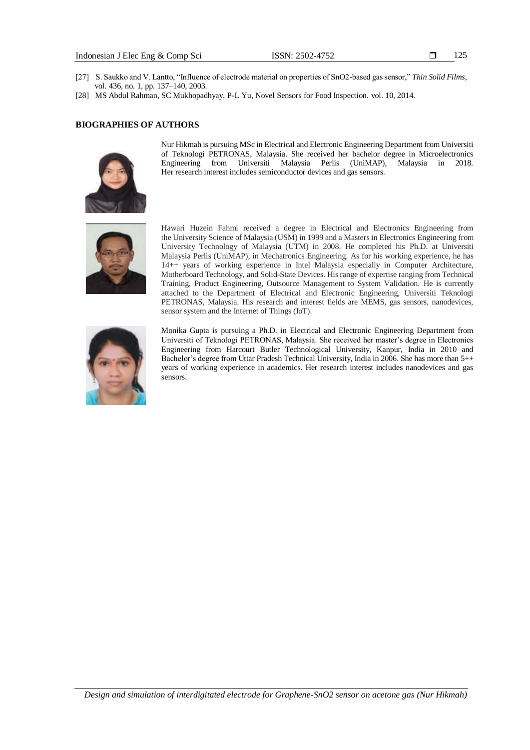[27] S. Saukko and V. Lantto, "Influence of electrode material on properties of SnO2-based gas sensor," *Thin Solid Films*, vol. 436, no. 1, pp. 137–140, 2003.

[28] MS Abdul Rahman, SC Mukhopadhyay, P-L Yu, Novel Sensors for Food Inspection. vol. 10, 2014.

**BIOGRAPHIES OF AUTHORS**

Nur Hikmah is pursuing MSc in Electrical and Electronic Engineering Department from Universiti of Teknologi PETRONAS, Malaysia. She received her bachelor degree in Microelectronics Engineering from Universiti Malaysia Perlis (UniMAP), Malaysia in 2018. Her research interest includes semiconductor devices and gas sensors.

Hawari Huzein Fahmi received a degree in Electrical and Electronics Engineering from the University Science of Malaysia (USM) in 1999 and a Masters in Electronics Engineering from University Technology of Malaysia (UTM) in 2008. He completed his Ph.D. at Universiti Malaysia Perlis (UniMAP), in Mechatronics Engineering. As for his working experience, he has 14++ years of working experience in Intel Malaysia especially in Computer Architecture, Motherboard Technology, and Solid-State Devices. His range of expertise ranging from Technical Training, Product Engineering, Outsource Management to System Validation. He is currently attached to the Department of Electrical and Electronic Engineering, Universiti Teknologi PETRONAS, Malaysia. His research and interest fields are MEMS, gas sensors, nanodevices, sensor system and the Internet of Things (IoT).

Monika Gupta is pursuing a Ph.D. in Electrical and Electronic Engineering Department from Universiti of Teknologi PETRONAS, Malaysia. She received her master's degree in Electronics Engineering from Harcourt Butler Technological University, Kanpur, India in 2010 and Bachelor's degree from Uttar Pradesh Technical University, India in 2006. She has more than 5++ years of working experience in academics. Her research interest includes nanodevices and gas sensors.